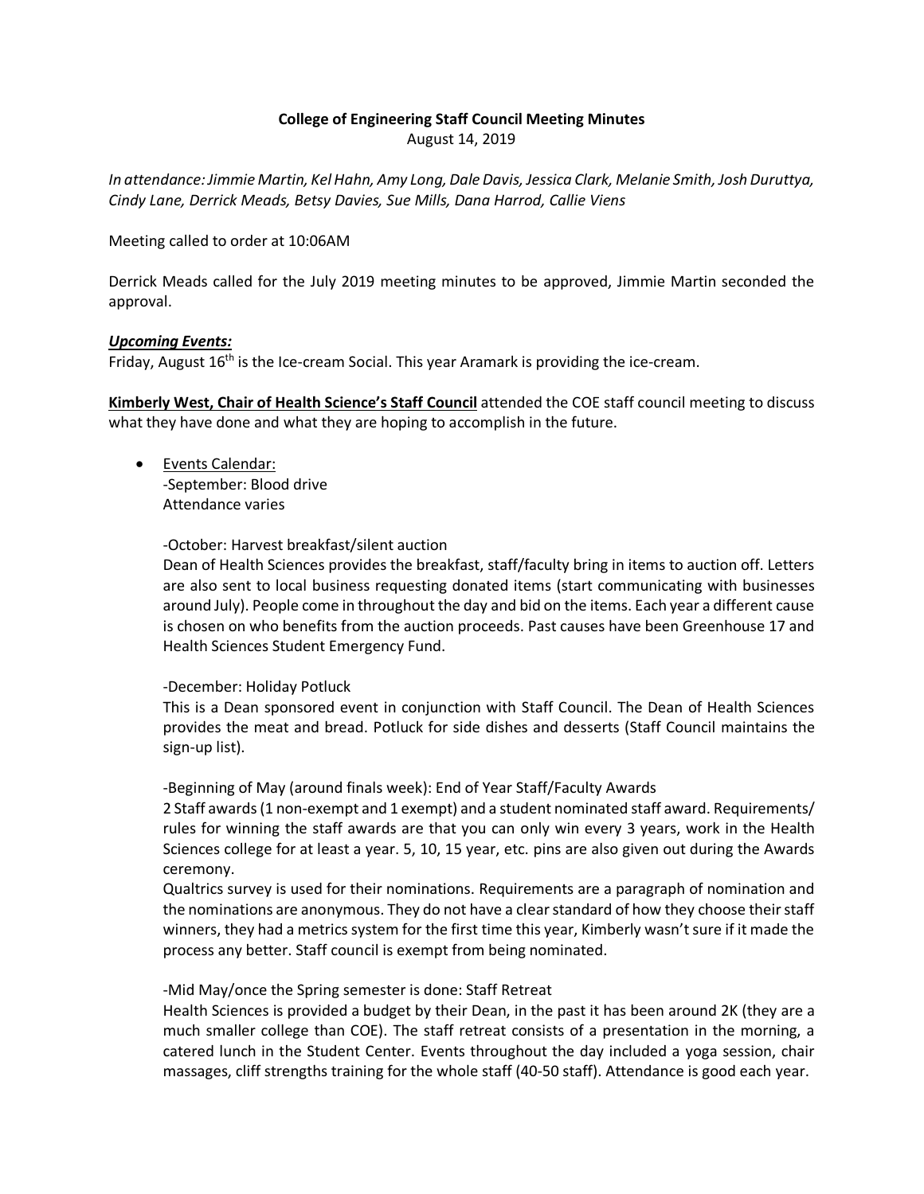# College of Engineering Staff Council Meeting Minutes

August 14, 2019

*In attendance: Jimmie Martin, Kel Hahn, Amy Long, Dale Davis, Jessica Clark, Melanie Smith, Josh Duruttya, Cindy Lane, Derrick Meads, Betsy Davies, Sue Mills, Dana Harrod, Callie Viens*

Meeting called to order at 10:06AM

Derrick Meads called for the July 2019 meeting minutes to be approved, Jimmie Martin seconded the approval.

***Upcoming Events:***

Friday, August 16th is the Ice-cream Social. This year Aramark is providing the ice-cream.

**Kimberly West, Chair of Health Science's Staff Council** attended the COE staff council meeting to discuss what they have done and what they are hoping to accomplish in the future.

- Events Calendar:

  -September: Blood drive
  Attendance varies

  -October: Harvest breakfast/silent auction
  Dean of Health Sciences provides the breakfast, staff/faculty bring in items to auction off. Letters are also sent to local business requesting donated items (start communicating with businesses around July). People come in throughout the day and bid on the items. Each year a different cause is chosen on who benefits from the auction proceeds. Past causes have been Greenhouse 17 and Health Sciences Student Emergency Fund.

  -December: Holiday Potluck
  This is a Dean sponsored event in conjunction with Staff Council. The Dean of Health Sciences provides the meat and bread. Potluck for side dishes and desserts (Staff Council maintains the sign-up list).

  -Beginning of May (around finals week): End of Year Staff/Faculty Awards
  2 Staff awards (1 non-exempt and 1 exempt) and a student nominated staff award. Requirements/ rules for winning the staff awards are that you can only win every 3 years, work in the Health Sciences college for at least a year. 5, 10, 15 year, etc. pins are also given out during the Awards ceremony.
  Qualtrics survey is used for their nominations. Requirements are a paragraph of nomination and the nominations are anonymous. They do not have a clear standard of how they choose their staff winners, they had a metrics system for the first time this year, Kimberly wasn't sure if it made the process any better. Staff council is exempt from being nominated.

  -Mid May/once the Spring semester is done: Staff Retreat
  Health Sciences is provided a budget by their Dean, in the past it has been around 2K (they are a much smaller college than COE). The staff retreat consists of a presentation in the morning, a catered lunch in the Student Center. Events throughout the day included a yoga session, chair massages, cliff strengths training for the whole staff (40-50 staff). Attendance is good each year.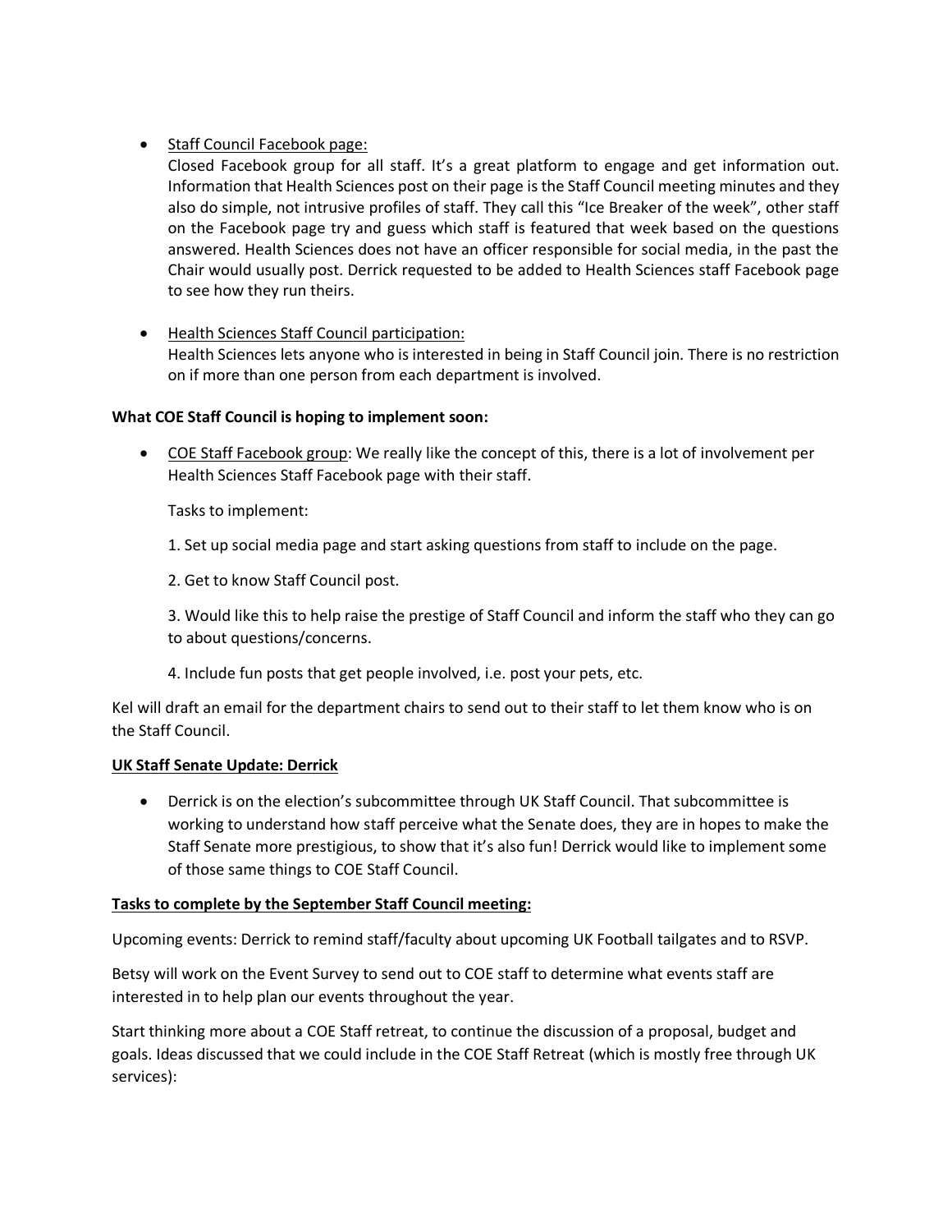- Staff Council Facebook page:
  Closed Facebook group for all staff. It's a great platform to engage and get information out. Information that Health Sciences post on their page is the Staff Council meeting minutes and they also do simple, not intrusive profiles of staff. They call this "Ice Breaker of the week", other staff on the Facebook page try and guess which staff is featured that week based on the questions answered. Health Sciences does not have an officer responsible for social media, in the past the Chair would usually post. Derrick requested to be added to Health Sciences staff Facebook page to see how they run theirs.

- Health Sciences Staff Council participation:
  Health Sciences lets anyone who is interested in being in Staff Council join. There is no restriction on if more than one person from each department is involved.

**What COE Staff Council is hoping to implement soon:**

- COE Staff Facebook group: We really like the concept of this, there is a lot of involvement per Health Sciences Staff Facebook page with their staff.

  Tasks to implement:

  1. Set up social media page and start asking questions from staff to include on the page.

  2. Get to know Staff Council post.

  3. Would like this to help raise the prestige of Staff Council and inform the staff who they can go to about questions/concerns.

  4. Include fun posts that get people involved, i.e. post your pets, etc.

Kel will draft an email for the department chairs to send out to their staff to let them know who is on the Staff Council.

**UK Staff Senate Update: Derrick**

- Derrick is on the election's subcommittee through UK Staff Council. That subcommittee is working to understand how staff perceive what the Senate does, they are in hopes to make the Staff Senate more prestigious, to show that it's also fun! Derrick would like to implement some of those same things to COE Staff Council.

**Tasks to complete by the September Staff Council meeting:**

Upcoming events: Derrick to remind staff/faculty about upcoming UK Football tailgates and to RSVP.

Betsy will work on the Event Survey to send out to COE staff to determine what events staff are interested in to help plan our events throughout the year.

Start thinking more about a COE Staff retreat, to continue the discussion of a proposal, budget and goals. Ideas discussed that we could include in the COE Staff Retreat (which is mostly free through UK services):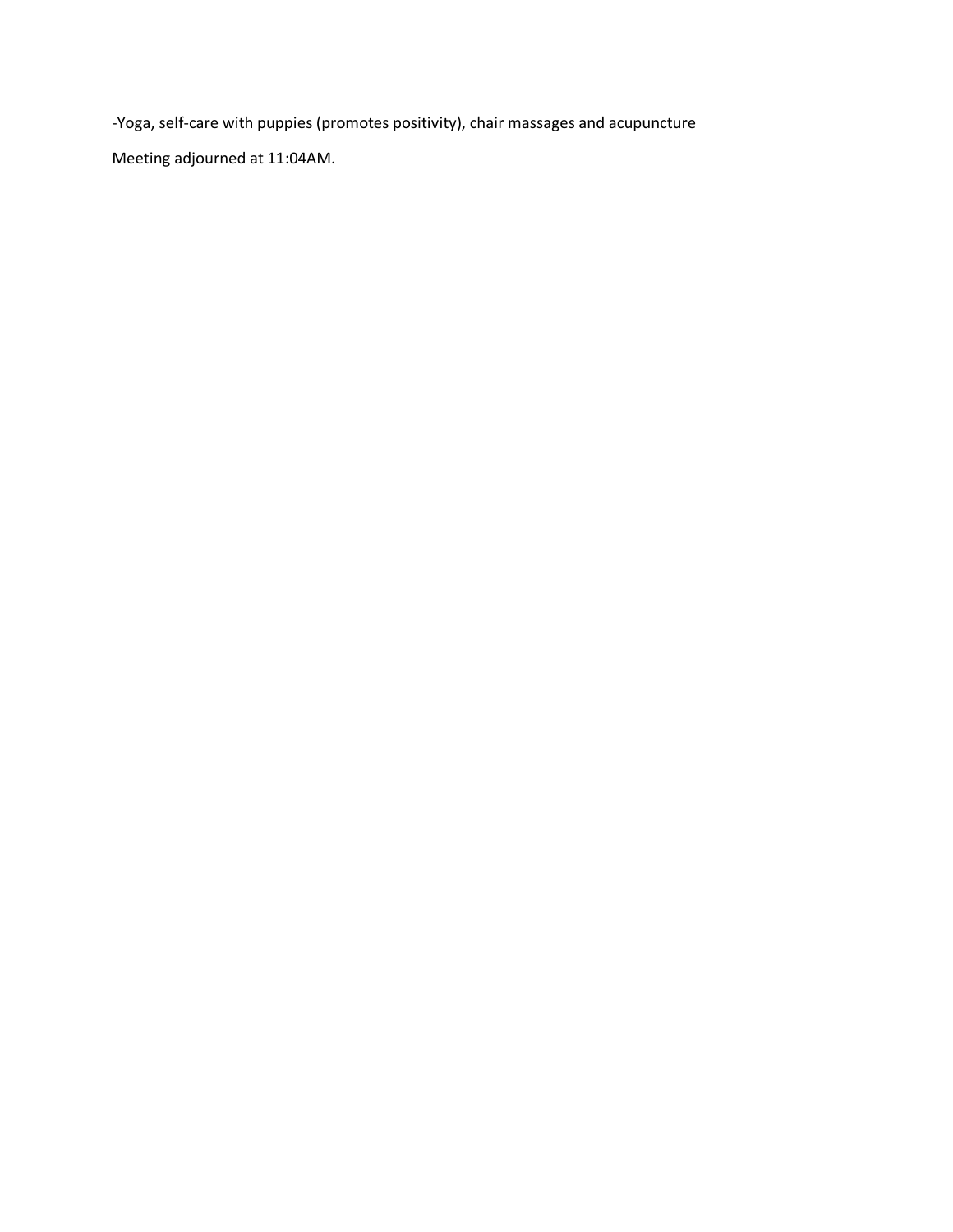-Yoga, self-care with puppies (promotes positivity), chair massages and acupuncture

Meeting adjourned at 11:04AM.